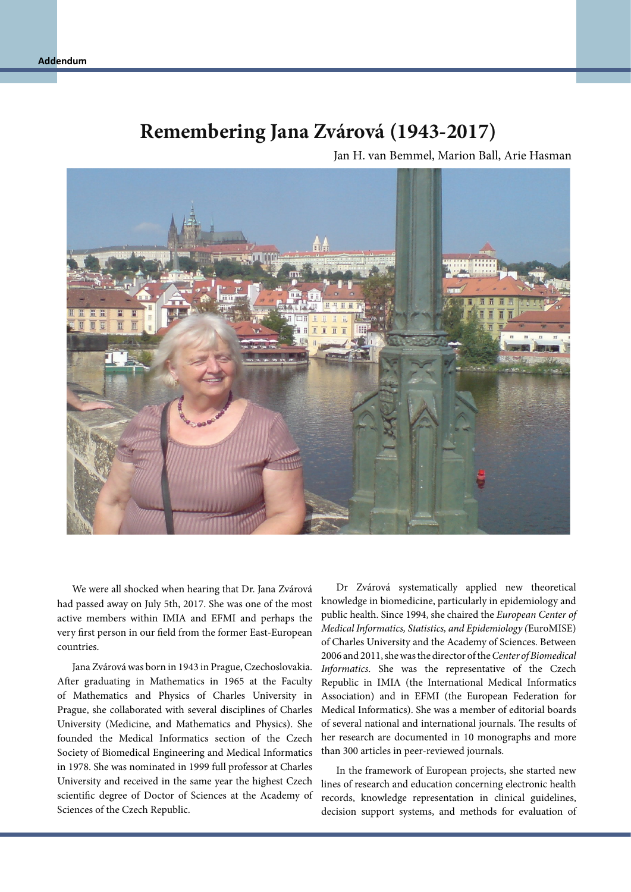# Remembering Jana Zvárová (1943-2017)

Jan H. van Bemmel, Marion Ball, Arie Hasman

We were all shocked when hearing that Dr. Jana Zvárová had passed away on July 5th, 2017. She was one of the most active members within IMIA and EFMI and perhaps the very first person in our field from the former East-European countries.

Jana Zvárová was born in 1943 in Prague, Czechoslovakia. After graduating in Mathematics in 1965 at the Faculty of Mathematics and Physics of Charles University in Prague, she collaborated with several disciplines of Charles University (Medicine, and Mathematics and Physics). She founded the Medical Informatics section of the Czech Society of Biomedical Engineering and Medical Informatics in 1978. She was nominated in 1999 full professor at Charles University and received in the same year the highest Czech scientific degree of Doctor of Sciences at the Academy of Sciences of the Czech Republic.

Dr Zvárová systematically applied new theoretical knowledge in biomedicine, particularly in epidemiology and public health. Since 1994, she chaired the *European Center of Medical Informatics, Statistics, and Epidemiology (*EuroMISE) of Charles University and the Academy of Sciences. Between 2006 and 2011, she was the director of the *Center of Biomedical Informatics*. She was the representative of the Czech Republic in IMIA (the International Medical Informatics Association) and in EFMI (the European Federation for Medical Informatics). She was a member of editorial boards of several national and international journals. The results of her research are documented in 10 monographs and more than 300 articles in peer-reviewed journals.

In the framework of European projects, she started new lines of research and education concerning electronic health records, knowledge representation in clinical guidelines, decision support systems, and methods for evaluation of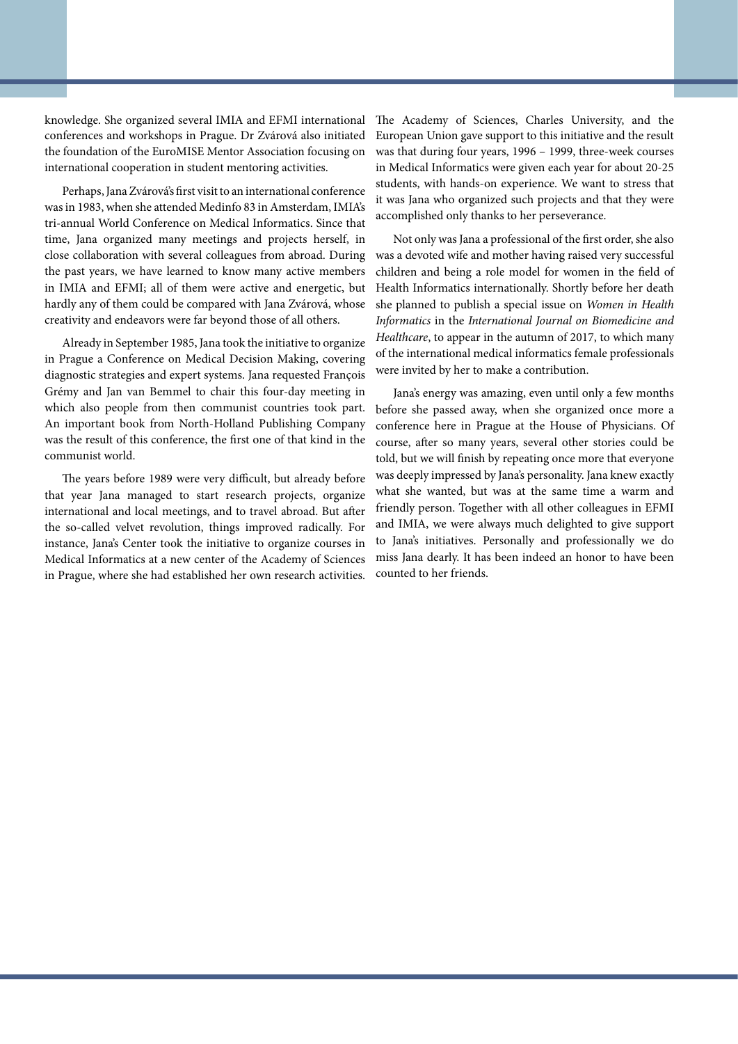knowledge. She organized several IMIA and EFMI international conferences and workshops in Prague. Dr Zvárová also initiated the foundation of the EuroMISE Mentor Association focusing on international cooperation in student mentoring activities.

Perhaps, Jana Zvárová's first visit to an international conference was in 1983, when she attended Medinfo 83 in Amsterdam, IMIA's tri-annual World Conference on Medical Informatics. Since that time, Jana organized many meetings and projects herself, in close collaboration with several colleagues from abroad. During the past years, we have learned to know many active members in IMIA and EFMI; all of them were active and energetic, but hardly any of them could be compared with Jana Zvárová, whose creativity and endeavors were far beyond those of all others.

Already in September 1985, Jana took the initiative to organize in Prague a Conference on Medical Decision Making, covering diagnostic strategies and expert systems. Jana requested François Grémy and Jan van Bemmel to chair this four-day meeting in which also people from then communist countries took part. An important book from North-Holland Publishing Company was the result of this conference, the first one of that kind in the communist world.

The years before 1989 were very difficult, but already before that year Jana managed to start research projects, organize international and local meetings, and to travel abroad. But after the so-called velvet revolution, things improved radically. For instance, Jana's Center took the initiative to organize courses in Medical Informatics at a new center of the Academy of Sciences in Prague, where she had established her own research activities. The Academy of Sciences, Charles University, and the European Union gave support to this initiative and the result was that during four years, 1996 – 1999, three-week courses in Medical Informatics were given each year for about 20-25 students, with hands-on experience. We want to stress that it was Jana who organized such projects and that they were accomplished only thanks to her perseverance.

Not only was Jana a professional of the first order, she also was a devoted wife and mother having raised very successful children and being a role model for women in the field of Health Informatics internationally. Shortly before her death she planned to publish a special issue on *Women in Health Informatics* in the *International Journal on Biomedicine and Healthcare*, to appear in the autumn of 2017, to which many of the international medical informatics female professionals were invited by her to make a contribution.

Jana's energy was amazing, even until only a few months before she passed away, when she organized once more a conference here in Prague at the House of Physicians. Of course, after so many years, several other stories could be told, but we will finish by repeating once more that everyone was deeply impressed by Jana's personality. Jana knew exactly what she wanted, but was at the same time a warm and friendly person. Together with all other colleagues in EFMI and IMIA, we were always much delighted to give support to Jana's initiatives. Personally and professionally we do miss Jana dearly. It has been indeed an honor to have been counted to her friends.